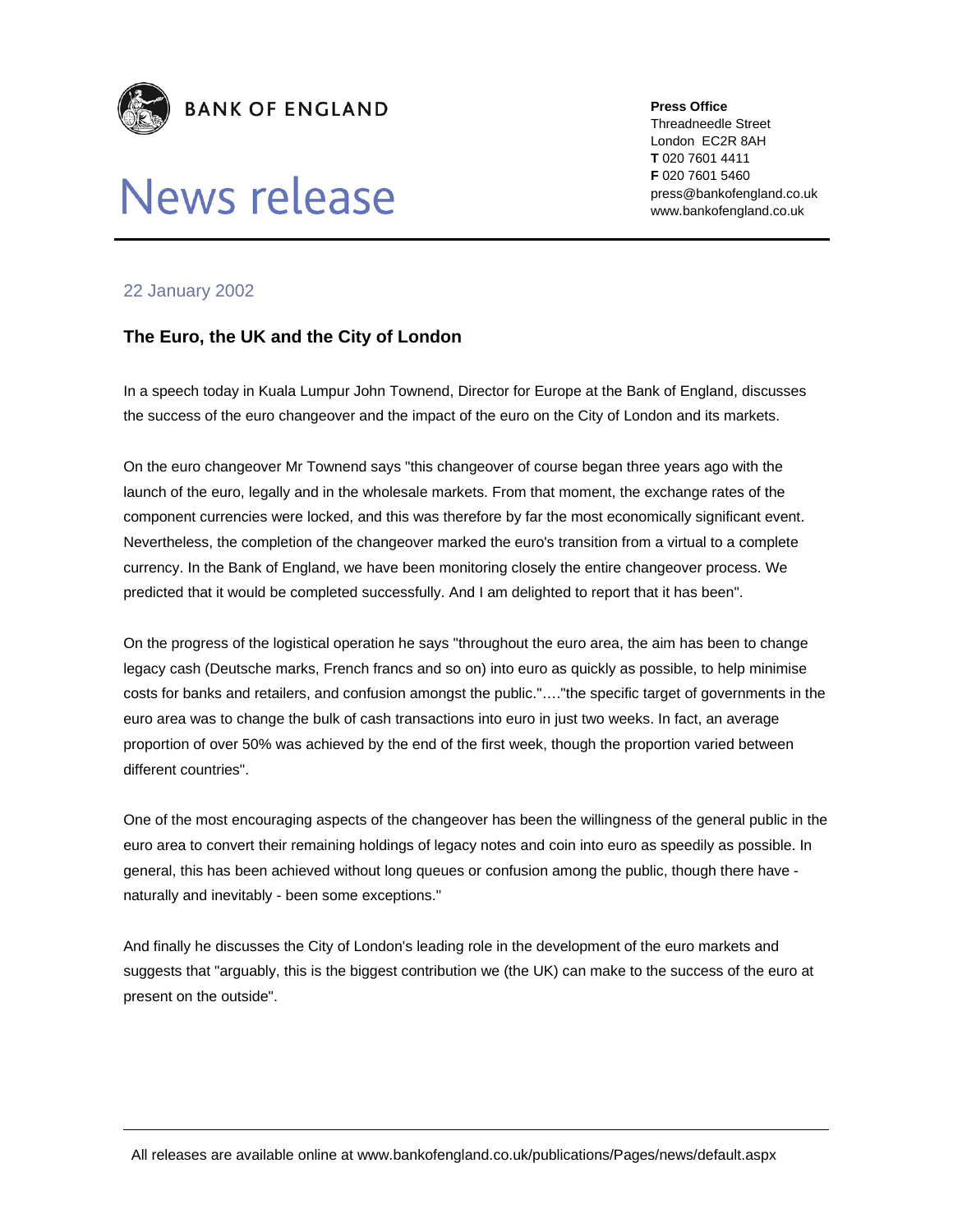BANK OF ENGLAND

# News release

**Press Office**
Threadneedle Street
London EC2R 8AH
**T** 020 7601 4411
**F** 020 7601 5460
press@bankofengland.co.uk
www.bankofengland.co.uk

22 January 2002

## The Euro, the UK and the City of London

In a speech today in Kuala Lumpur John Townend, Director for Europe at the Bank of England, discusses the success of the euro changeover and the impact of the euro on the City of London and its markets.

On the euro changeover Mr Townend says "this changeover of course began three years ago with the launch of the euro, legally and in the wholesale markets. From that moment, the exchange rates of the component currencies were locked, and this was therefore by far the most economically significant event. Nevertheless, the completion of the changeover marked the euro's transition from a virtual to a complete currency. In the Bank of England, we have been monitoring closely the entire changeover process. We predicted that it would be completed successfully. And I am delighted to report that it has been".

On the progress of the logistical operation he says "throughout the euro area, the aim has been to change legacy cash (Deutsche marks, French francs and so on) into euro as quickly as possible, to help minimise costs for banks and retailers, and confusion amongst the public."…."the specific target of governments in the euro area was to change the bulk of cash transactions into euro in just two weeks. In fact, an average proportion of over 50% was achieved by the end of the first week, though the proportion varied between different countries".

One of the most encouraging aspects of the changeover has been the willingness of the general public in the euro area to convert their remaining holdings of legacy notes and coin into euro as speedily as possible. In general, this has been achieved without long queues or confusion among the public, though there have - naturally and inevitably - been some exceptions."

And finally he discusses the City of London's leading role in the development of the euro markets and suggests that "arguably, this is the biggest contribution we (the UK) can make to the success of the euro at present on the outside".

All releases are available online at www.bankofengland.co.uk/publications/Pages/news/default.aspx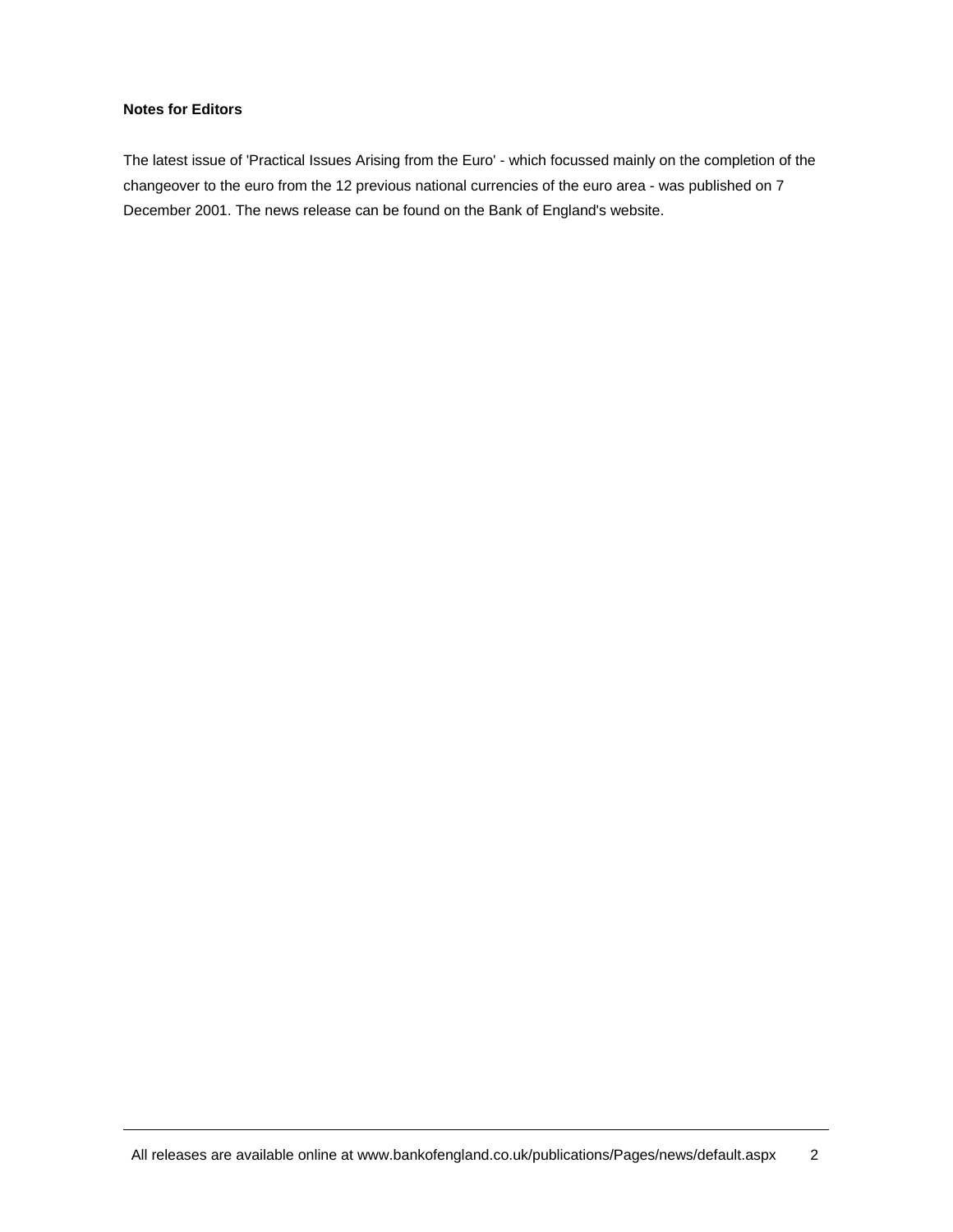**Notes for Editors**

The latest issue of 'Practical Issues Arising from the Euro' - which focussed mainly on the completion of the changeover to the euro from the 12 previous national currencies of the euro area - was published on 7 December 2001. The news release can be found on the Bank of England's website.